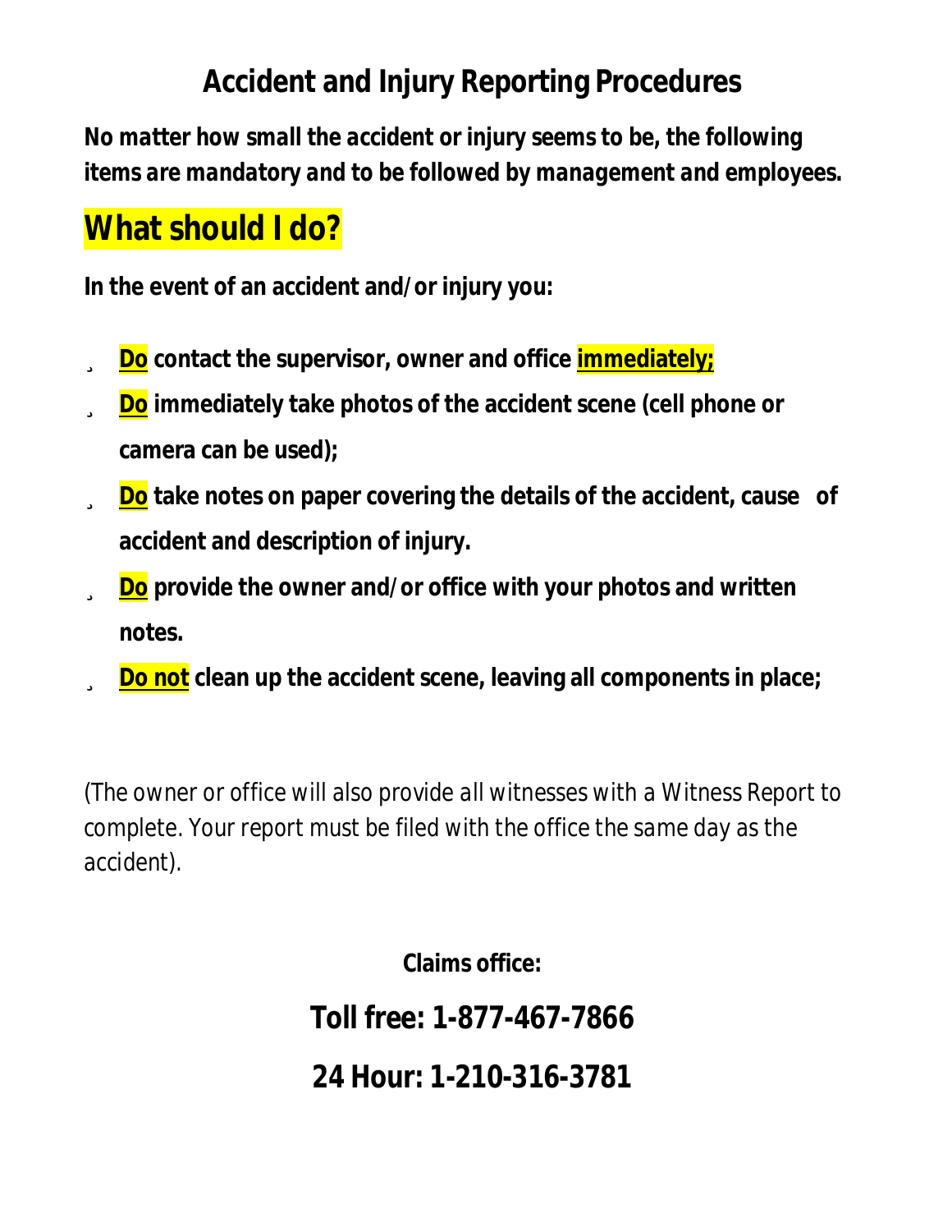# Accident and Injury Reporting Procedures

***No matter how small the accident or injury seems to be, the following items are mandatory and to be followed by management and employees.***

## What should I do?

**In the event of an accident and/or injury you:**

- **Do contact the supervisor, owner and office immediately;**
- **Do immediately take photos of the accident scene (cell phone or camera can be used);**
- **Do take notes on paper covering the details of the accident, cause of accident and description of injury.**
- **Do provide the owner and/or office with your photos and written notes.**
- **Do not clean up the accident scene, leaving all components in place;**

*(The owner or office will also provide all witnesses with a Witness Report to complete. Your report must be filed with the office the same day as the accident).*

**Claims office:**

**Toll free: 1-877-467-7866**

**24 Hour: 1-210-316-3781**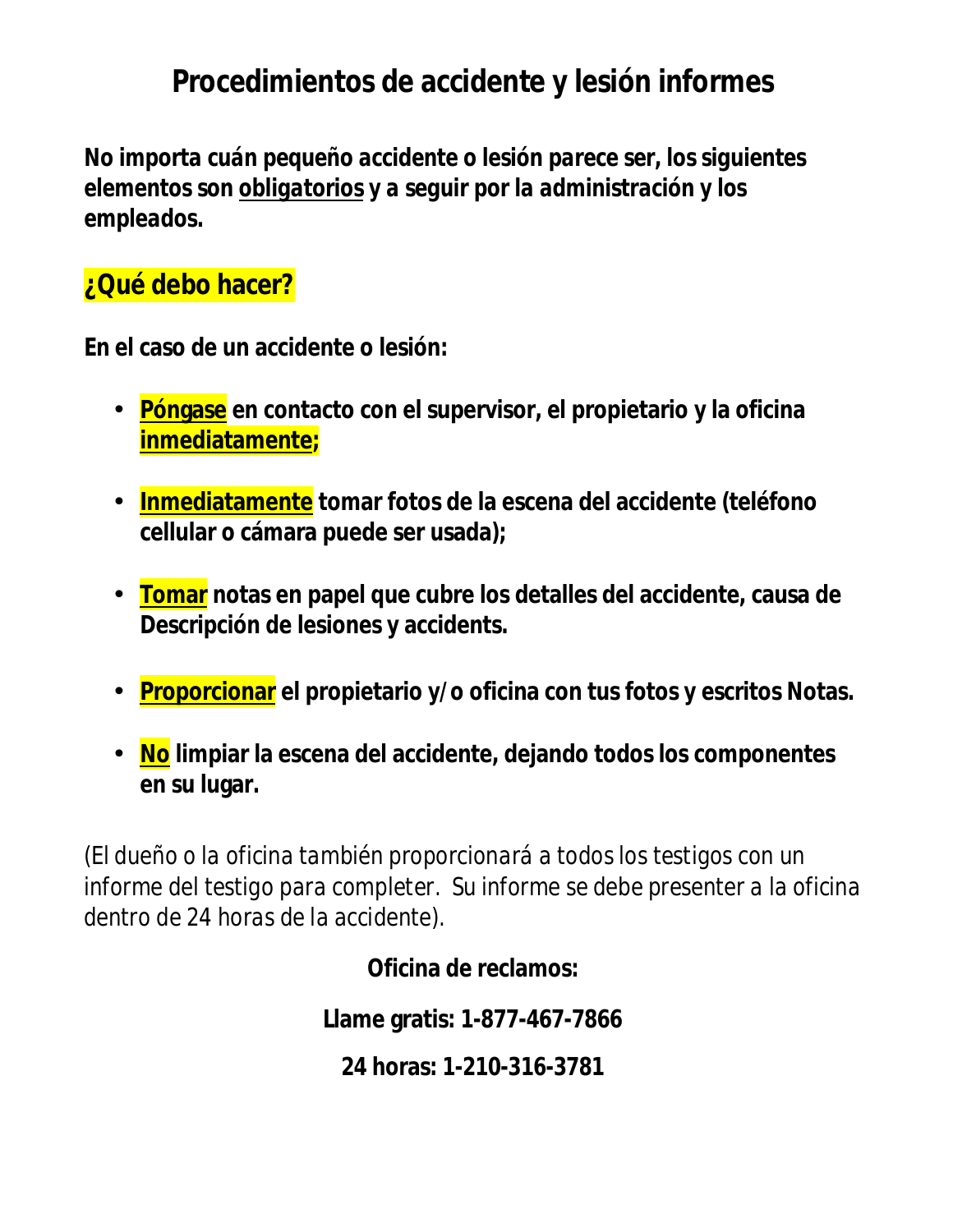# Procedimientos de accidente y lesión informes

***No importa cuán pequeño accidente o lesión parece ser, los siguientes elementos son obligatorios y a seguir por la administración y los empleados.***

## ¿Qué debo hacer?

**En el caso de un accidente o lesión:**

- **Póngase en contacto con el supervisor, el propietario y la oficina inmediatamente;**
- **Inmediatamente tomar fotos de la escena del accidente (teléfono cellular o cámara puede ser usada);**
- **Tomar notas en papel que cubre los detalles del accidente, causa de Descripción de lesiones y accidents.**
- **Proporcionar el propietario y/o oficina con tus fotos y escritos Notas.**
- **No limpiar la escena del accidente, dejando todos los componentes en su lugar.**

(El dueño o la oficina también proporcionará a todos los testigos con un informe del testigo para completer. Su informe se debe presenter a la oficina dentro de 24 horas de la accidente).

**Oficina de reclamos:**

**Llame gratis: 1-877-467-7866**

**24 horas: 1-210-316-3781**